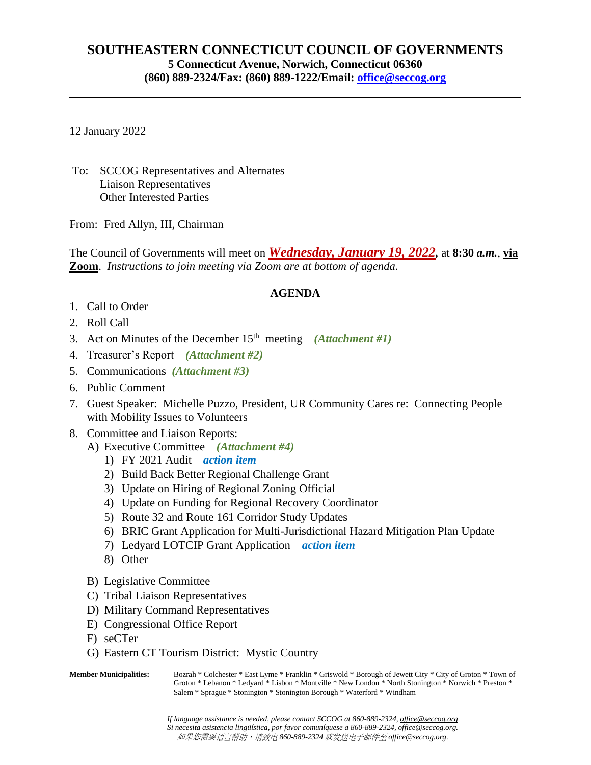# SOUTHEASTERN CONNECTICUT COUNCIL OF GOVERNMENTS

**5 Connecticut Avenue, Norwich, Connecticut 06360**
**(860) 889-2324/Fax: (860) 889-1222/Email: office@seccog.org**

---

12 January 2022

To: SCCOG Representatives and Alternates
Liaison Representatives
Other Interested Parties

From: Fred Allyn, III, Chairman

The Council of Governments will meet on ***Wednesday, January 19, 2022***, at **8:30 *a.m.***, **via Zoom**. *Instructions to join meeting via Zoom are at bottom of agenda.*

## AGENDA

1. Call to Order
2. Roll Call
3. Act on Minutes of the December 15th meeting ***(Attachment #1)***
4. Treasurer's Report ***(Attachment #2)***
5. Communications ***(Attachment #3)***
6. Public Comment
7. Guest Speaker: Michelle Puzzo, President, UR Community Cares re: Connecting People with Mobility Issues to Volunteers
8. Committee and Liaison Reports:
   A) Executive Committee ***(Attachment #4)***
      1) FY 2021 Audit – ***action item***
      2) Build Back Better Regional Challenge Grant
      3) Update on Hiring of Regional Zoning Official
      4) Update on Funding for Regional Recovery Coordinator
      5) Route 32 and Route 161 Corridor Study Updates
      6) BRIC Grant Application for Multi-Jurisdictional Hazard Mitigation Plan Update
      7) Ledyard LOTCIP Grant Application – ***action item***
      8) Other

   B) Legislative Committee
   C) Tribal Liaison Representatives
   D) Military Command Representatives
   E) Congressional Office Report
   F) seCTer
   G) Eastern CT Tourism District: Mystic Country

---

**Member Municipalities:** Bozrah * Colchester * East Lyme * Franklin * Griswold * Borough of Jewett City * City of Groton * Town of Groton * Lebanon * Ledyard * Lisbon * Montville * New London * North Stonington * Norwich * Preston * Salem * Sprague * Stonington * Stonington Borough * Waterford * Windham

*If language assistance is needed, please contact SCCOG at 860-889-2324, office@seccog.org*
*Si necesita asistencia lingüística, por favor comuníquese a 860-889-2324, office@seccog.org.*
*如果您需要语言帮助，请致电 860-889-2324 或发送电子邮件至 office@seccog.org.*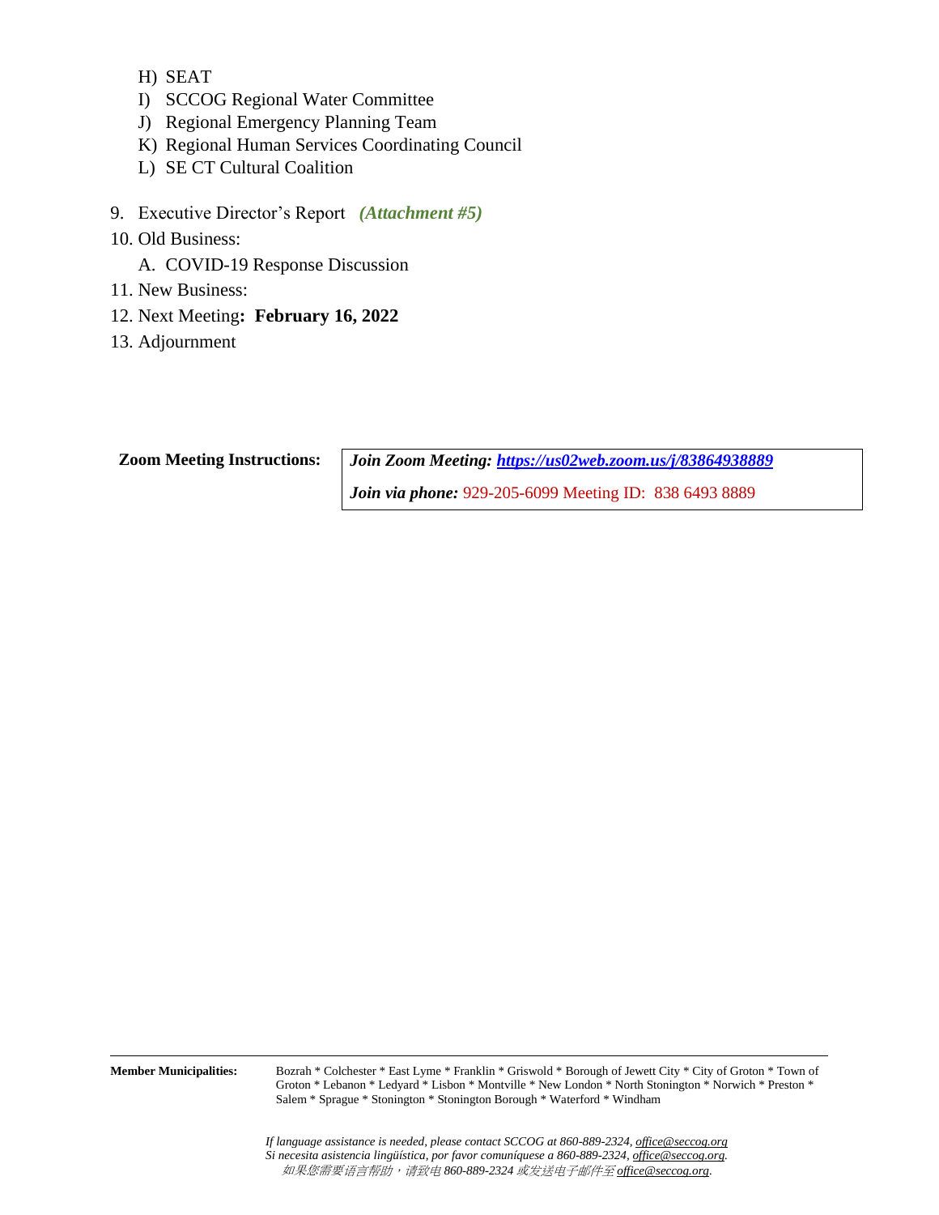H) SEAT
I) SCCOG Regional Water Committee
J) Regional Emergency Planning Team
K) Regional Human Services Coordinating Council
L) SE CT Cultural Coalition

9. Executive Director's Report ***(Attachment #5)***
10. Old Business:
    A. COVID-19 Response Discussion
11. New Business:
12. Next Meeting**: February 16, 2022**
13. Adjournment

| | |
|---|---|
| **Zoom Meeting Instructions:** | ***Join Zoom Meeting:*** ***https://us02web.zoom.us/j/83864938889*** |
| | ***Join via phone:*** 929-205-6099 Meeting ID: 838 6493 8889 |

---

**Member Municipalities:** Bozrah * Colchester * East Lyme * Franklin * Griswold * Borough of Jewett City * City of Groton * Town of Groton * Lebanon * Ledyard * Lisbon * Montville * New London * North Stonington * Norwich * Preston * Salem * Sprague * Stonington * Stonington Borough * Waterford * Windham

*If language assistance is needed, please contact SCCOG at 860-889-2324, office@seccog.org*
*Si necesita asistencia lingüística, por favor comuníquese a 860-889-2324, office@seccog.org.*
*如果您需要语言帮助，请致电 860-889-2324 或发送电子邮件至 office@seccog.org.*